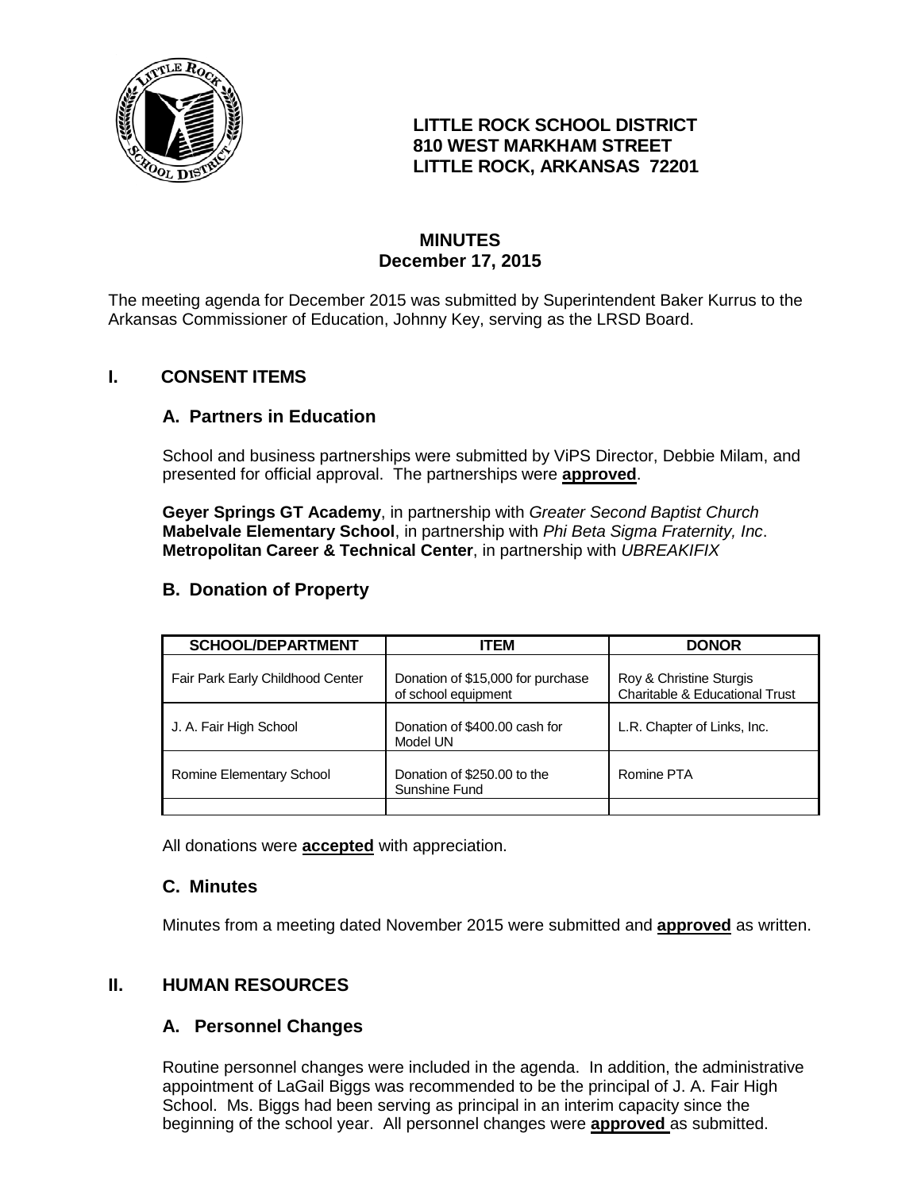**LITTLE ROCK SCHOOL DISTRICT**
**810 WEST MARKHAM STREET**
**LITTLE ROCK, ARKANSAS 72201**

# MINUTES
## December 17, 2015

The meeting agenda for December 2015 was submitted by Superintendent Baker Kurrus to the Arkansas Commissioner of Education, Johnny Key, serving as the LRSD Board.

## I. CONSENT ITEMS

### A. Partners in Education

School and business partnerships were submitted by ViPS Director, Debbie Milam, and presented for official approval. The partnerships were **approved**.

**Geyer Springs GT Academy**, in partnership with *Greater Second Baptist Church*
**Mabelvale Elementary School**, in partnership with *Phi Beta Sigma Fraternity, Inc*.
**Metropolitan Career & Technical Center**, in partnership with *UBREAKIFIX*

### B. Donation of Property

| SCHOOL/DEPARTMENT | ITEM | DONOR |
|---|---|---|
| Fair Park Early Childhood Center | Donation of $15,000 for purchase of school equipment | Roy & Christine Sturgis Charitable & Educational Trust |
| J. A. Fair High School | Donation of $400.00 cash for Model UN | L.R. Chapter of Links, Inc. |
| Romine Elementary School | Donation of $250.00 to the Sunshine Fund | Romine PTA |
| | | |

All donations were **accepted** with appreciation.

### C. Minutes

Minutes from a meeting dated November 2015 were submitted and **approved** as written.

## II. HUMAN RESOURCES

### A. Personnel Changes

Routine personnel changes were included in the agenda. In addition, the administrative appointment of LaGail Biggs was recommended to be the principal of J. A. Fair High School. Ms. Biggs had been serving as principal in an interim capacity since the beginning of the school year. All personnel changes were **approved** as submitted.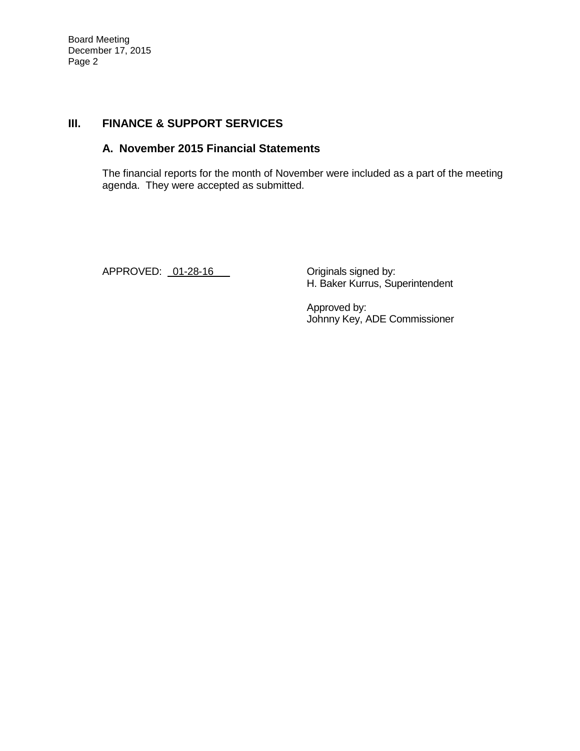## III. FINANCE & SUPPORT SERVICES

### A. November 2015 Financial Statements

The financial reports for the month of November were included as a part of the meeting agenda. They were accepted as submitted.

APPROVED: 01-28-16

Originals signed by:
H. Baker Kurrus, Superintendent

Approved by:
Johnny Key, ADE Commissioner